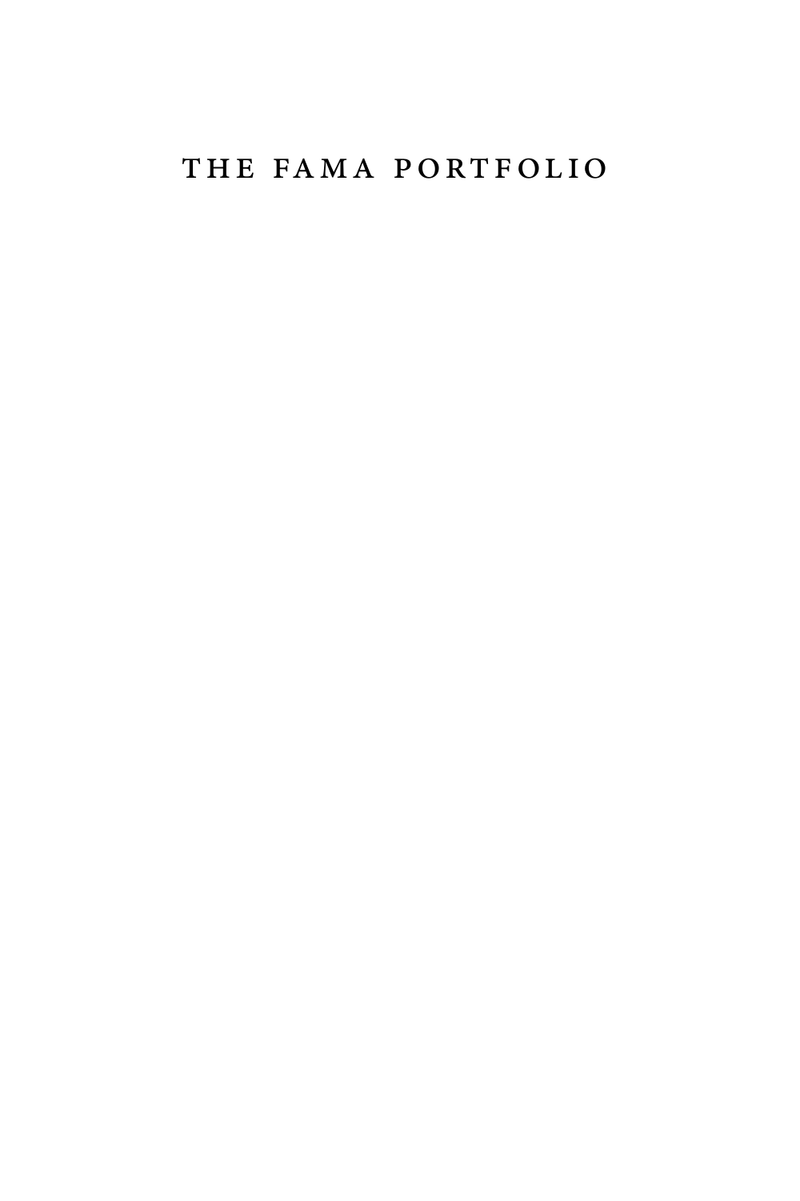# THE FAMA PORTFOLIO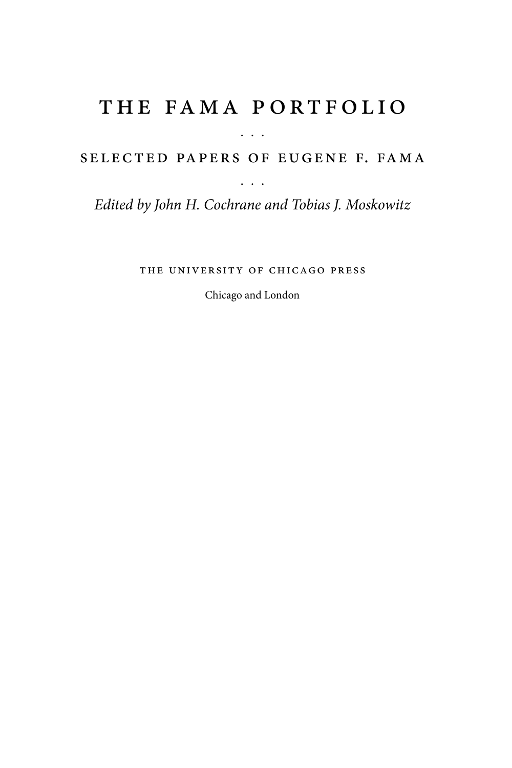# THE FAMA PORTFOLIO

. . .

## SELECTED PAPERS OF EUGENE F. FAMA

. . .

*Edited by John H. Cochrane and Tobias J. Moskowitz*

THE UNIVERSITY OF CHICAGO PRESS

Chicago and London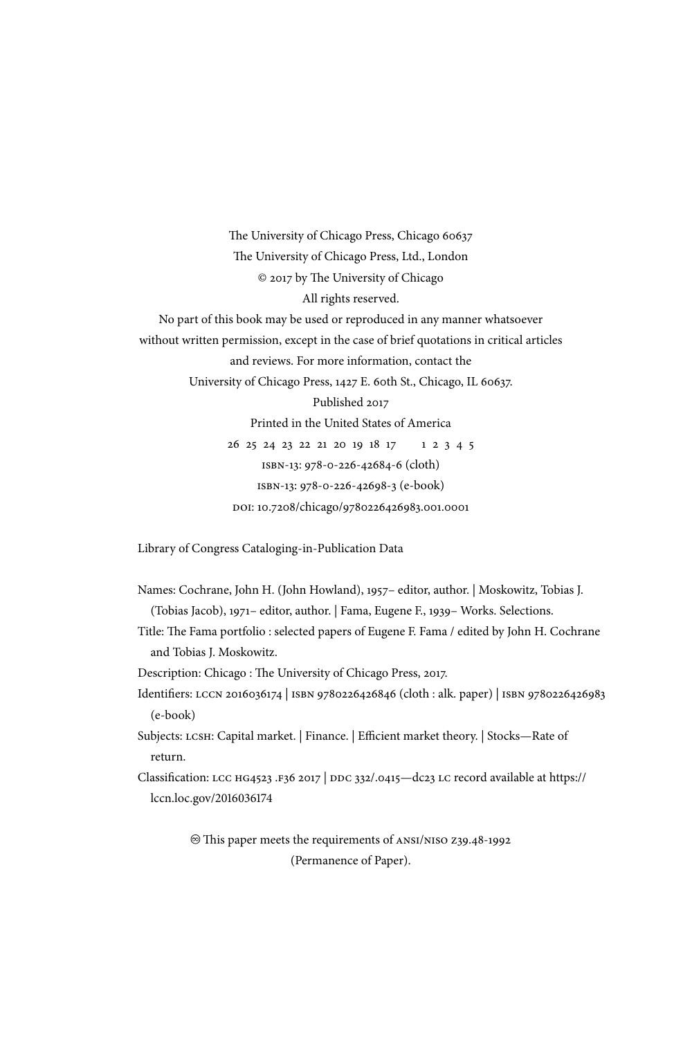The University of Chicago Press, Chicago 60637
The University of Chicago Press, Ltd., London
© 2017 by The University of Chicago
All rights reserved.
No part of this book may be used or reproduced in any manner whatsoever without written permission, except in the case of brief quotations in critical articles and reviews. For more information, contact the University of Chicago Press, 1427 E. 60th St., Chicago, IL 60637.
Published 2017
Printed in the United States of America

26 25 24 23 22 21 20 19 18 17 1 2 3 4 5

ISBN-13: 978-0-226-42684-6 (cloth)
ISBN-13: 978-0-226-42698-3 (e-book)
DOI: 10.7208/chicago/9780226426983.001.0001

Library of Congress Cataloging-in-Publication Data

Names: Cochrane, John H. (John Howland), 1957– editor, author. | Moskowitz, Tobias J. (Tobias Jacob), 1971– editor, author. | Fama, Eugene F., 1939– Works. Selections.
Title: The Fama portfolio : selected papers of Eugene F. Fama / edited by John H. Cochrane and Tobias J. Moskowitz.
Description: Chicago : The University of Chicago Press, 2017.
Identifiers: LCCN 2016036174 | ISBN 9780226426846 (cloth : alk. paper) | ISBN 9780226426983 (e-book)
Subjects: LCSH: Capital market. | Finance. | Efficient market theory. | Stocks—Rate of return.
Classification: LCC HG4523 .F36 2017 | DDC 332/.0415—dc23 LC record available at https://lccn.loc.gov/2016036174

♾ This paper meets the requirements of ANSI/NISO Z39.48-1992 (Permanence of Paper).